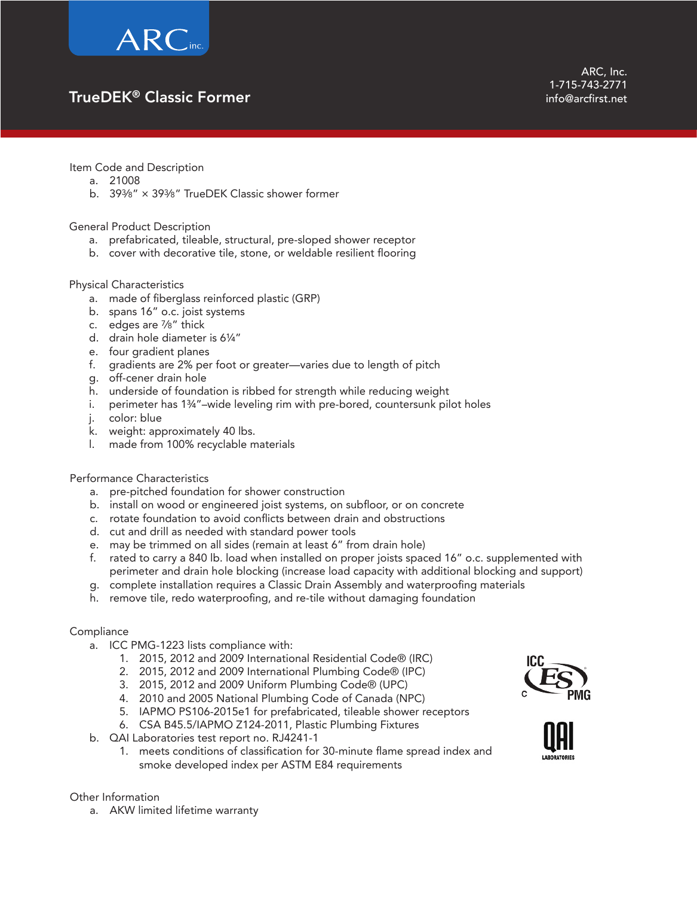# TrueDEK® Classic Former

ARC, Inc.
1-715-743-2771
info@arcfirst.net

## Item Code and Description

a. 21008
b. 39⅜" × 39⅜" TrueDEK Classic shower former

## General Product Description

a. prefabricated, tileable, structural, pre-sloped shower receptor
b. cover with decorative tile, stone, or weldable resilient flooring

## Physical Characteristics

a. made of fiberglass reinforced plastic (GRP)
b. spans 16" o.c. joist systems
c. edges are ⅞" thick
d. drain hole diameter is 6¼"
e. four gradient planes
f. gradients are 2% per foot or greater—varies due to length of pitch
g. off-cener drain hole
h. underside of foundation is ribbed for strength while reducing weight
i. perimeter has 1¾"–wide leveling rim with pre-bored, countersunk pilot holes
j. color: blue
k. weight: approximately 40 lbs.
l. made from 100% recyclable materials

## Performance Characteristics

a. pre-pitched foundation for shower construction
b. install on wood or engineered joist systems, on subfloor, or on concrete
c. rotate foundation to avoid conflicts between drain and obstructions
d. cut and drill as needed with standard power tools
e. may be trimmed on all sides (remain at least 6" from drain hole)
f. rated to carry a 840 lb. load when installed on proper joists spaced 16" o.c. supplemented with perimeter and drain hole blocking (increase load capacity with additional blocking and support)
g. complete installation requires a Classic Drain Assembly and waterproofing materials
h. remove tile, redo waterproofing, and re-tile without damaging foundation

## Compliance

a. ICC PMG-1223 lists compliance with:
   1. 2015, 2012 and 2009 International Residential Code® (IRC)
   2. 2015, 2012 and 2009 International Plumbing Code® (IPC)
   3. 2015, 2012 and 2009 Uniform Plumbing Code® (UPC)
   4. 2010 and 2005 National Plumbing Code of Canada (NPC)
   5. IAPMO PS106-2015e1 for prefabricated, tileable shower receptors
   6. CSA B45.5/IAPMO Z124-2011, Plastic Plumbing Fixtures
b. QAI Laboratories test report no. RJ4241-1
   1. meets conditions of classification for 30-minute flame spread index and smoke developed index per ASTM E84 requirements

## Other Information

a. AKW limited lifetime warranty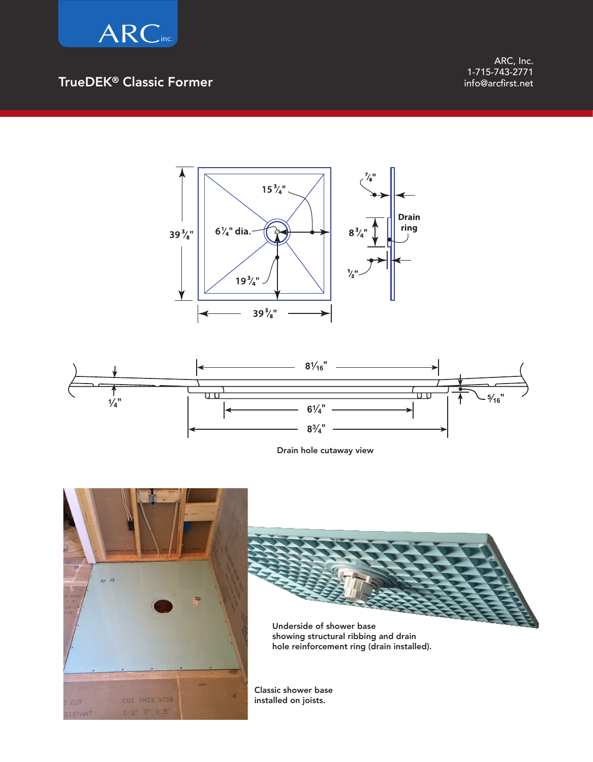ARC inc.

# TrueDEK® Classic Former

ARC, Inc.
1-715-743-2771
info@arcfirst.net

15 3/4"

6 1/4" dia.

39 3/8"

19 3/4"

39 3/8"

7/8"

Drain ring

8 3/4"

1/2"

8 1/16"

1/4"

5/16"

6 1/4"

8 3/4"

Drain hole cutaway view

Underside of shower base showing structural ribbing and drain hole reinforcement ring (drain installed).

Classic shower base installed on joists.